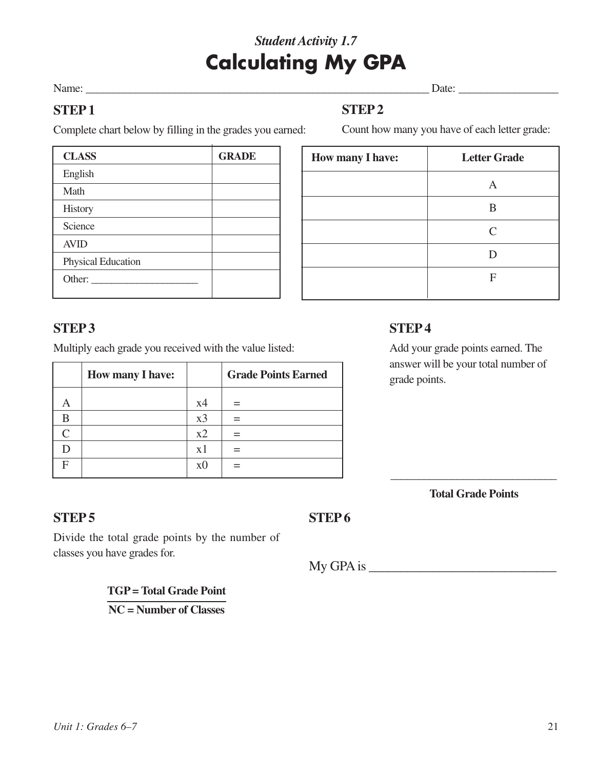*Student Activity 1.7*

# Calculating My GPA

Name: ______________________________________________________________ Date: _________________

## STEP 1

Complete chart below by filling in the grades you earned:

| CLASS | GRADE |
|---|---|
| English | |
| Math | |
| History | |
| Science | |
| AVID | |
| Physical Education | |
| Other: ____________________ | |

## STEP 2

Count how many you have of each letter grade:

| How many I have: | Letter Grade |
|---|---|
| | A |
| | B |
| | C |
| | D |
| | F |

## STEP 3

Multiply each grade you received with the value listed:

| | How many I have: | | Grade Points Earned |
|---|---|---|---|
| A | | x4 | = |
| B | | x3 | = |
| C | | x2 | = |
| D | | x1 | = |
| F | | x0 | = |

## STEP 4

Add your grade points earned. The answer will be your total number of grade points.

_____________________________

**Total Grade Points**

## STEP 5

Divide the total grade points by the number of classes you have grades for.

$$\frac{\textbf{TGP = Total Grade Point}}{\textbf{NC = Number of Classes}}$$

## STEP 6

My GPA is _____________________________

*Unit 1: Grades 6–7*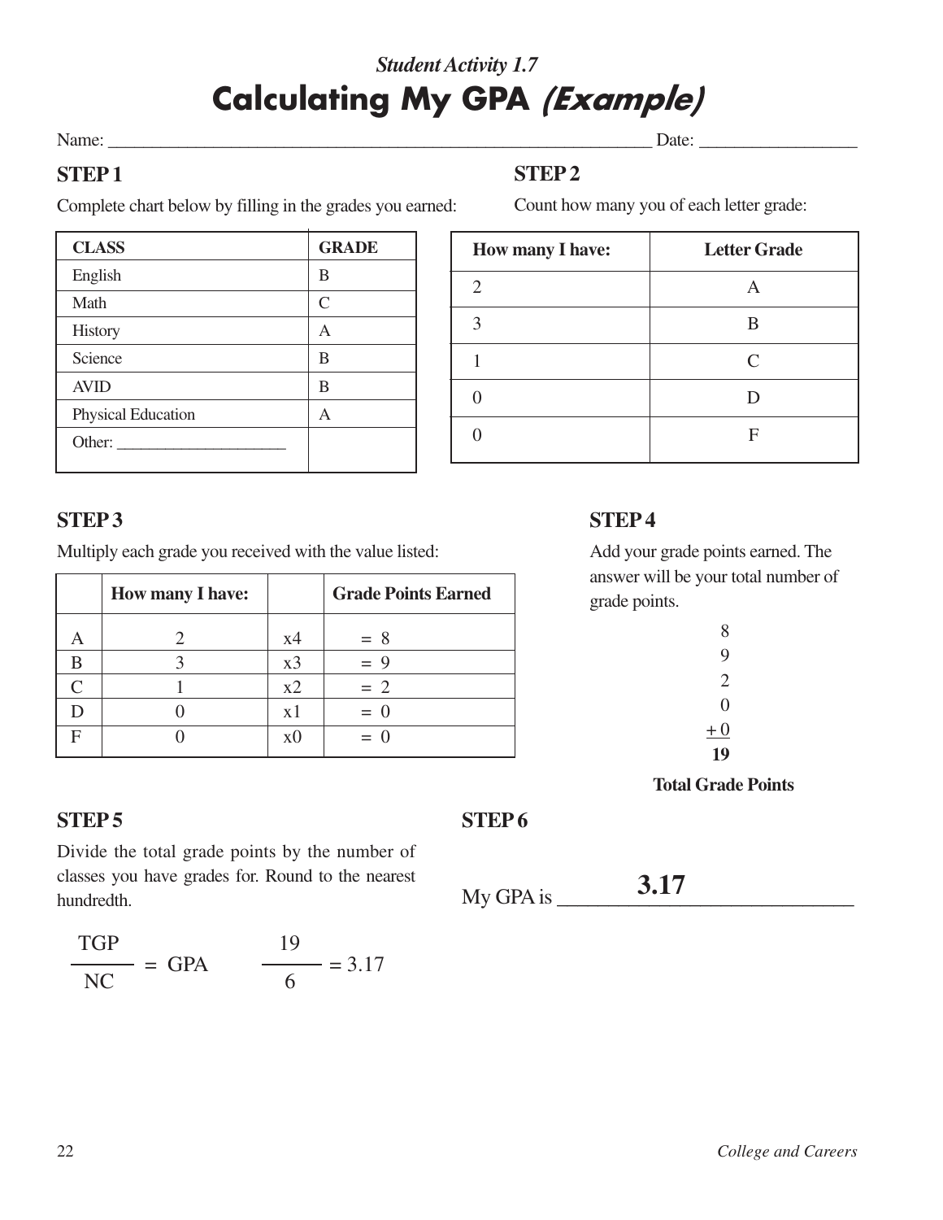*Student Activity 1.7*

# Calculating My GPA *(Example)*

Name: ________________________________________________ Date: ______________

## STEP 1

Complete chart below by filling in the grades you earned:

| CLASS | GRADE |
|---|---|
| English | B |
| Math | C |
| History | A |
| Science | B |
| AVID | B |
| Physical Education | A |
| Other: ________________ | |

## STEP 2

Count how many you of each letter grade:

| How many I have: | Letter Grade |
|---|---|
| 2 | A |
| 3 | B |
| 1 | C |
| 0 | D |
| 0 | F |

## STEP 3

Multiply each grade you received with the value listed:

| | How many I have: | | Grade Points Earned |
|---|---|---|---|
| A | 2 | x4 | = 8 |
| B | 3 | x3 | = 9 |
| C | 1 | x2 | = 2 |
| D | 0 | x1 | = 0 |
| F | 0 | x0 | = 0 |

## STEP 4

Add your grade points earned. The answer will be your total number of grade points.

8
9
2
0
+ 0
**19**

**Total Grade Points**

## STEP 5

Divide the total grade points by the number of classes you have grades for. Round to the nearest hundredth.

$$\frac{TGP}{NC} = GPA \qquad \frac{19}{6} = 3.17$$

## STEP 6

My GPA is **3.17**